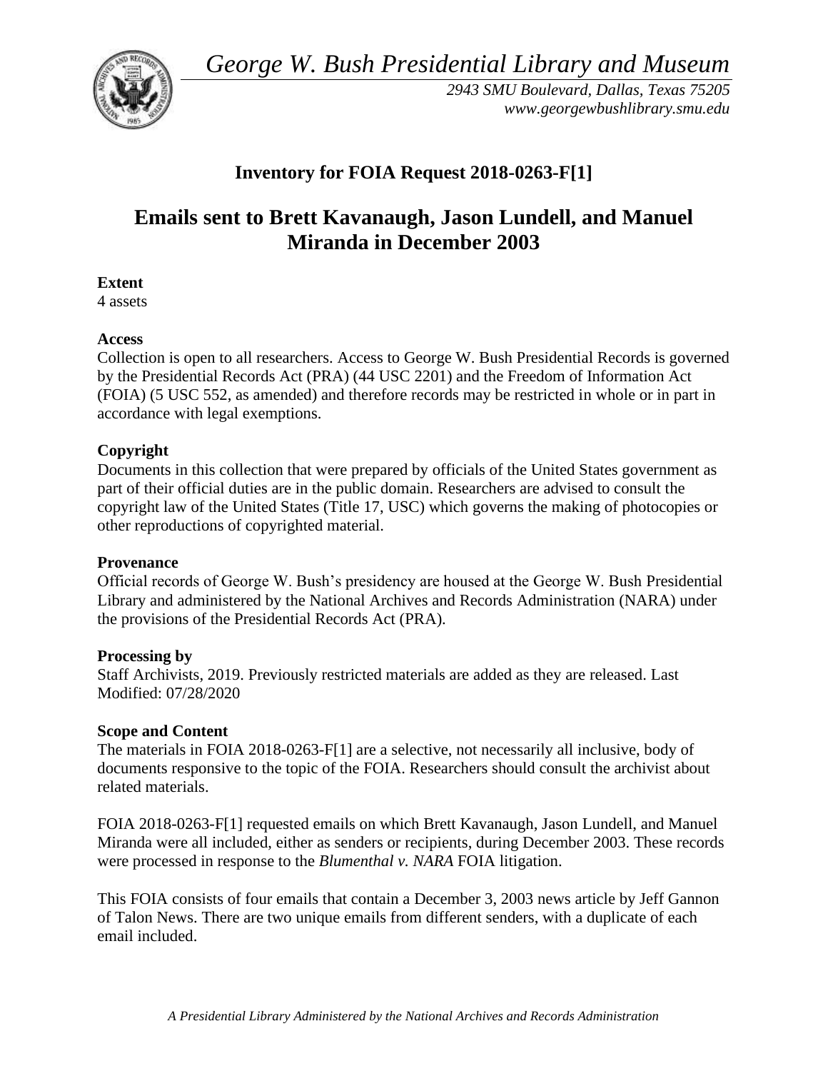*George W. Bush Presidential Library and Museum*

*2943 SMU Boulevard, Dallas, Texas 75205*
*www.georgewbushlibrary.smu.edu*

# Inventory for FOIA Request 2018-0263-F[1]

# Emails sent to Brett Kavanaugh, Jason Lundell, and Manuel Miranda in December 2003

**Extent**
4 assets

**Access**
Collection is open to all researchers. Access to George W. Bush Presidential Records is governed by the Presidential Records Act (PRA) (44 USC 2201) and the Freedom of Information Act (FOIA) (5 USC 552, as amended) and therefore records may be restricted in whole or in part in accordance with legal exemptions.

**Copyright**
Documents in this collection that were prepared by officials of the United States government as part of their official duties are in the public domain. Researchers are advised to consult the copyright law of the United States (Title 17, USC) which governs the making of photocopies or other reproductions of copyrighted material.

**Provenance**
Official records of George W. Bush's presidency are housed at the George W. Bush Presidential Library and administered by the National Archives and Records Administration (NARA) under the provisions of the Presidential Records Act (PRA).

**Processing by**
Staff Archivists, 2019. Previously restricted materials are added as they are released. Last Modified: 07/28/2020

**Scope and Content**
The materials in FOIA 2018-0263-F[1] are a selective, not necessarily all inclusive, body of documents responsive to the topic of the FOIA. Researchers should consult the archivist about related materials.

FOIA 2018-0263-F[1] requested emails on which Brett Kavanaugh, Jason Lundell, and Manuel Miranda were all included, either as senders or recipients, during December 2003. These records were processed in response to the *Blumenthal v. NARA* FOIA litigation.

This FOIA consists of four emails that contain a December 3, 2003 news article by Jeff Gannon of Talon News. There are two unique emails from different senders, with a duplicate of each email included.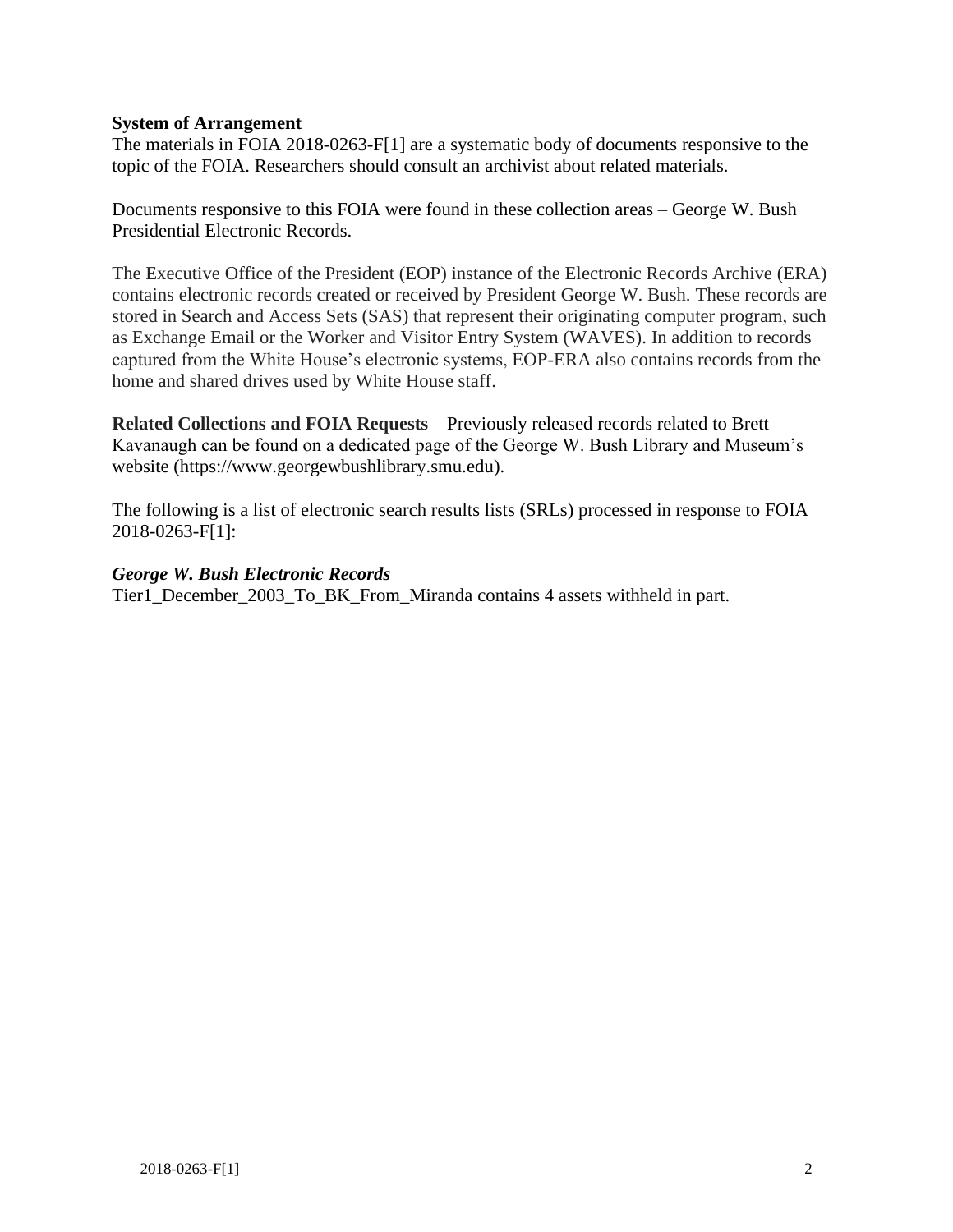**System of Arrangement**
The materials in FOIA 2018-0263-F[1] are a systematic body of documents responsive to the topic of the FOIA. Researchers should consult an archivist about related materials.

Documents responsive to this FOIA were found in these collection areas – George W. Bush Presidential Electronic Records.

The Executive Office of the President (EOP) instance of the Electronic Records Archive (ERA) contains electronic records created or received by President George W. Bush. These records are stored in Search and Access Sets (SAS) that represent their originating computer program, such as Exchange Email or the Worker and Visitor Entry System (WAVES). In addition to records captured from the White House's electronic systems, EOP-ERA also contains records from the home and shared drives used by White House staff.

**Related Collections and FOIA Requests** – Previously released records related to Brett Kavanaugh can be found on a dedicated page of the George W. Bush Library and Museum's website (https://www.georgewbushlibrary.smu.edu).

The following is a list of electronic search results lists (SRLs) processed in response to FOIA 2018-0263-F[1]:

***George W. Bush Electronic Records***
Tier1_December_2003_To_BK_From_Miranda contains 4 assets withheld in part.